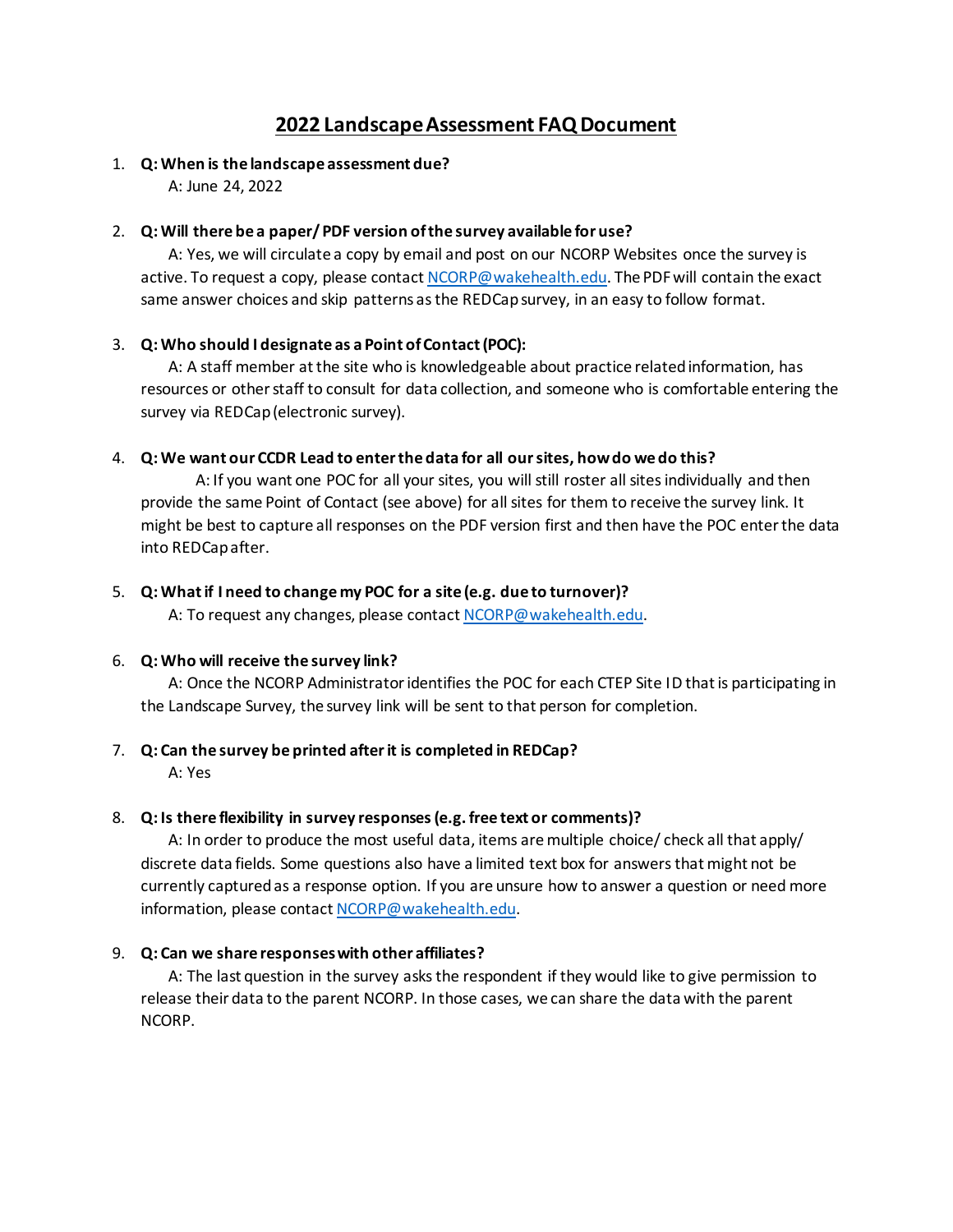# 2022 Landscape Assessment FAQ Document

1. **Q: When is the landscape assessment due?**

   A: June 24, 2022

2. **Q: Will there be a paper/ PDF version of the survey available for use?**

   A: Yes, we will circulate a copy by email and post on our NCORP Websites once the survey is active. To request a copy, please contact NCORP@wakehealth.edu. The PDF will contain the exact same answer choices and skip patterns as the REDCap survey, in an easy to follow format.

3. **Q: Who should I designate as a Point of Contact (POC):**

   A: A staff member at the site who is knowledgeable about practice related information, has resources or other staff to consult for data collection, and someone who is comfortable entering the survey via REDCap (electronic survey).

4. **Q: We want our CCDR Lead to enter the data for all our sites, how do we do this?**

   A: If you want one POC for all your sites, you will still roster all sites individually and then provide the same Point of Contact (see above) for all sites for them to receive the survey link. It might be best to capture all responses on the PDF version first and then have the POC enter the data into REDCap after.

5. **Q: What if I need to change my POC for a site (e.g. due to turnover)?**

   A: To request any changes, please contact NCORP@wakehealth.edu.

6. **Q: Who will receive the survey link?**

   A: Once the NCORP Administrator identifies the POC for each CTEP Site ID that is participating in the Landscape Survey, the survey link will be sent to that person for completion.

7. **Q: Can the survey be printed after it is completed in REDCap?**

   A: Yes

8. **Q: Is there flexibility in survey responses (e.g. free text or comments)?**

   A: In order to produce the most useful data, items are multiple choice/ check all that apply/ discrete data fields. Some questions also have a limited text box for answers that might not be currently captured as a response option. If you are unsure how to answer a question or need more information, please contact NCORP@wakehealth.edu.

9. **Q: Can we share responses with other affiliates?**

   A: The last question in the survey asks the respondent if they would like to give permission to release their data to the parent NCORP. In those cases, we can share the data with the parent NCORP.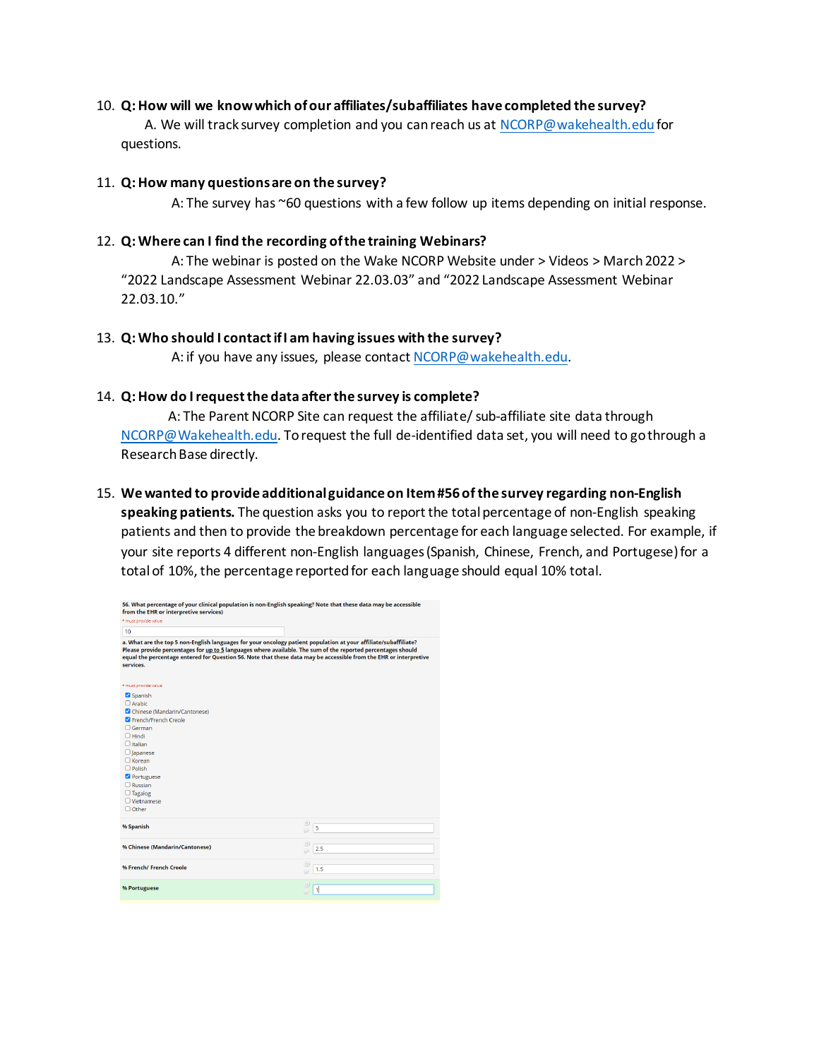10. **Q: How will we know which of our affiliates/subaffiliates have completed the survey?**
    A. We will track survey completion and you can reach us at NCORP@wakehealth.edu for questions.

11. **Q: How many questions are on the survey?**
    A: The survey has ~60 questions with a few follow up items depending on initial response.

12. **Q: Where can I find the recording of the training Webinars?**
    A: The webinar is posted on the Wake NCORP Website under > Videos > March 2022 > "2022 Landscape Assessment Webinar 22.03.03" and "2022 Landscape Assessment Webinar 22.03.10."

13. **Q: Who should I contact if I am having issues with the survey?**
    A: if you have any issues, please contact NCORP@wakehealth.edu.

14. **Q: How do I request the data after the survey is complete?**
    A: The Parent NCORP Site can request the affiliate/ sub-affiliate site data through NCORP@Wakehealth.edu. To request the full de-identified data set, you will need to go through a Research Base directly.

15. **We wanted to provide additional guidance on Item #56 of the survey regarding non-English speaking patients.** The question asks you to report the total percentage of non-English speaking patients and then to provide the breakdown percentage for each language selected. For example, if your site reports 4 different non-English languages (Spanish, Chinese, French, and Portugese) for a total of 10%, the percentage reported for each language should equal 10% total.

56. What percentage of your clinical population is non-English speaking? Note that these data may be accessible from the EHR or interpretive services)

\* must provide value

10

a. What are the top 5 non-English languages for your oncology patient population at your affiliate/subaffiliate? Please provide percentages for up to 5 languages where available. The sum of the reported percentages should equal the percentage entered for Question 56. Note that these data may be accessible from the EHR or interpretive services.

\* must provide value

- [x] Spanish
- [ ] Arabic
- [x] Chinese (Mandarin/Cantonese)
- [x] French/French Creole
- [ ] German
- [ ] Hindi
- [ ] Italian
- [ ] Japanese
- [ ] Korean
- [ ] Polish
- [x] Portuguese
- [ ] Russian
- [ ] Tagalog
- [ ] Vietnamese
- [ ] Other

| | |
|---|---|
| % Spanish | 5 |
| % Chinese (Mandarin/Cantonese) | 2.5 |
| % French/ French Creole | 1.5 |
| % Portuguese | 1 |